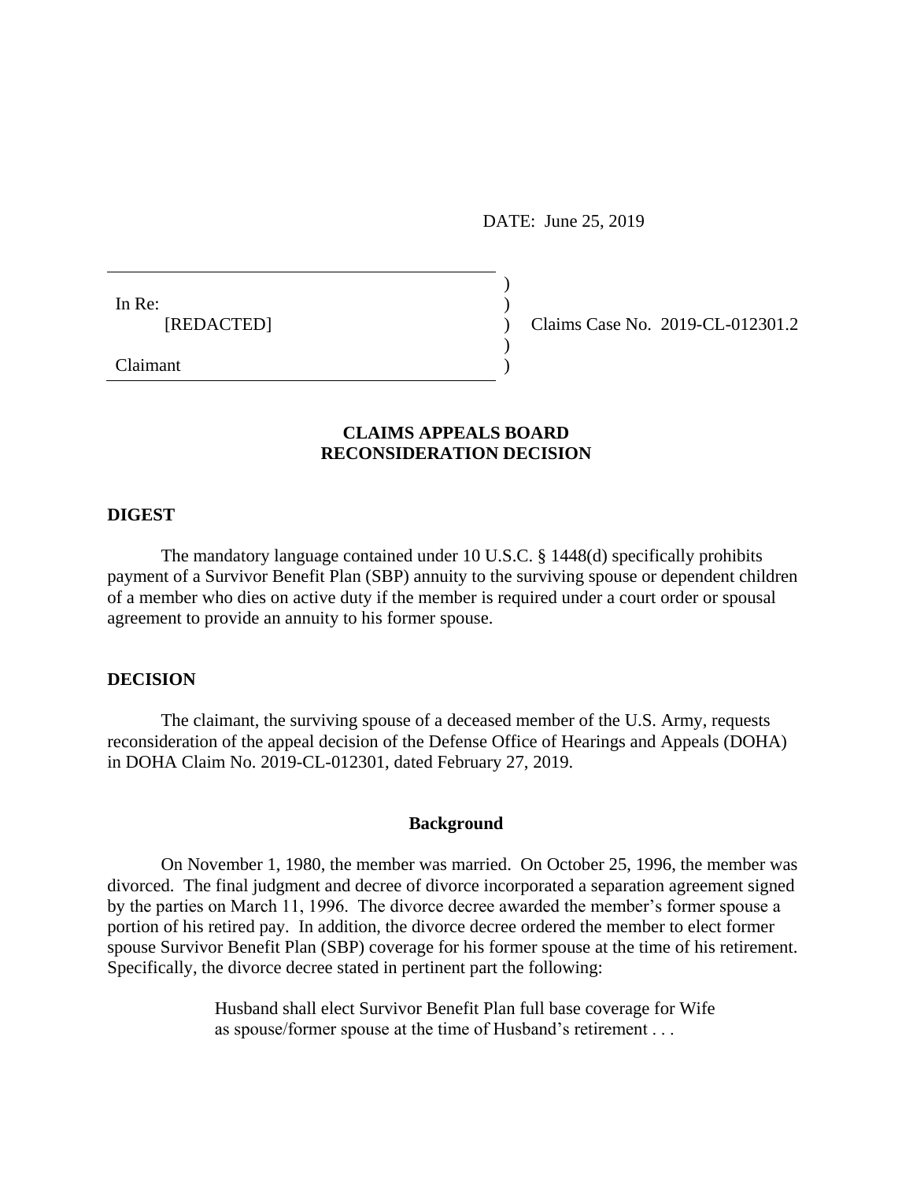DATE: June 25, 2019

In Re:
[REDACTED]

Claimant

Claims Case No. 2019-CL-012301.2

## CLAIMS APPEALS BOARD
## RECONSIDERATION DECISION

### DIGEST

The mandatory language contained under 10 U.S.C. § 1448(d) specifically prohibits payment of a Survivor Benefit Plan (SBP) annuity to the surviving spouse or dependent children of a member who dies on active duty if the member is required under a court order or spousal agreement to provide an annuity to his former spouse.

### DECISION

The claimant, the surviving spouse of a deceased member of the U.S. Army, requests reconsideration of the appeal decision of the Defense Office of Hearings and Appeals (DOHA) in DOHA Claim No. 2019-CL-012301, dated February 27, 2019.

#### Background

On November 1, 1980, the member was married. On October 25, 1996, the member was divorced. The final judgment and decree of divorce incorporated a separation agreement signed by the parties on March 11, 1996. The divorce decree awarded the member's former spouse a portion of his retired pay. In addition, the divorce decree ordered the member to elect former spouse Survivor Benefit Plan (SBP) coverage for his former spouse at the time of his retirement. Specifically, the divorce decree stated in pertinent part the following:

> Husband shall elect Survivor Benefit Plan full base coverage for Wife as spouse/former spouse at the time of Husband's retirement . . .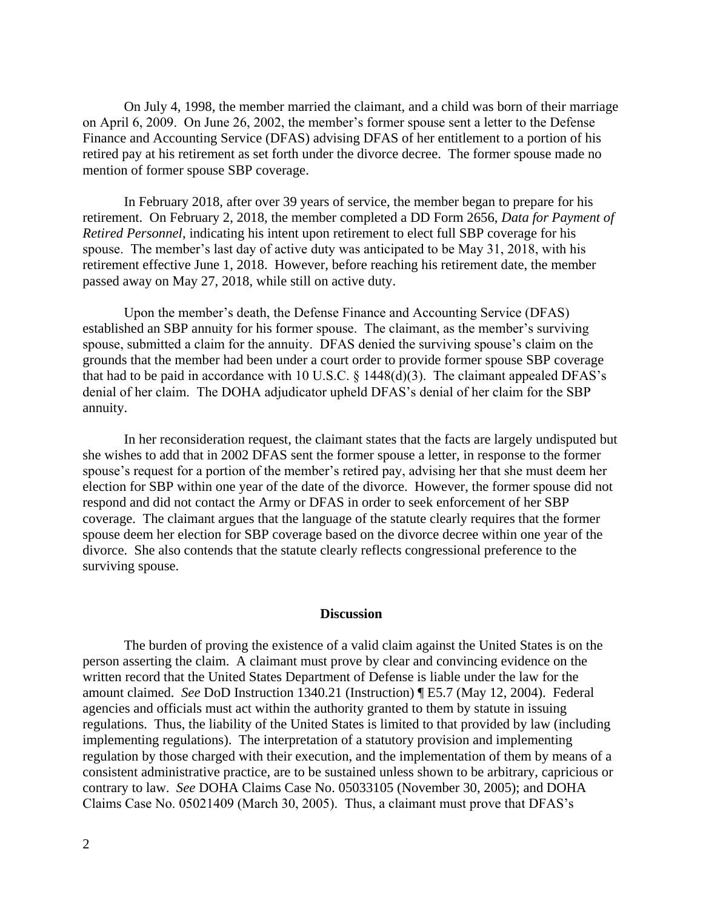On July 4, 1998, the member married the claimant, and a child was born of their marriage on April 6, 2009. On June 26, 2002, the member's former spouse sent a letter to the Defense Finance and Accounting Service (DFAS) advising DFAS of her entitlement to a portion of his retired pay at his retirement as set forth under the divorce decree. The former spouse made no mention of former spouse SBP coverage.

In February 2018, after over 39 years of service, the member began to prepare for his retirement. On February 2, 2018, the member completed a DD Form 2656, *Data for Payment of Retired Personnel*, indicating his intent upon retirement to elect full SBP coverage for his spouse. The member's last day of active duty was anticipated to be May 31, 2018, with his retirement effective June 1, 2018. However, before reaching his retirement date, the member passed away on May 27, 2018, while still on active duty.

Upon the member's death, the Defense Finance and Accounting Service (DFAS) established an SBP annuity for his former spouse. The claimant, as the member's surviving spouse, submitted a claim for the annuity. DFAS denied the surviving spouse's claim on the grounds that the member had been under a court order to provide former spouse SBP coverage that had to be paid in accordance with 10 U.S.C. § 1448(d)(3). The claimant appealed DFAS's denial of her claim. The DOHA adjudicator upheld DFAS's denial of her claim for the SBP annuity.

In her reconsideration request, the claimant states that the facts are largely undisputed but she wishes to add that in 2002 DFAS sent the former spouse a letter, in response to the former spouse's request for a portion of the member's retired pay, advising her that she must deem her election for SBP within one year of the date of the divorce. However, the former spouse did not respond and did not contact the Army or DFAS in order to seek enforcement of her SBP coverage. The claimant argues that the language of the statute clearly requires that the former spouse deem her election for SBP coverage based on the divorce decree within one year of the divorce. She also contends that the statute clearly reflects congressional preference to the surviving spouse.

## Discussion

The burden of proving the existence of a valid claim against the United States is on the person asserting the claim. A claimant must prove by clear and convincing evidence on the written record that the United States Department of Defense is liable under the law for the amount claimed. *See* DoD Instruction 1340.21 (Instruction) ¶ E5.7 (May 12, 2004). Federal agencies and officials must act within the authority granted to them by statute in issuing regulations. Thus, the liability of the United States is limited to that provided by law (including implementing regulations). The interpretation of a statutory provision and implementing regulation by those charged with their execution, and the implementation of them by means of a consistent administrative practice, are to be sustained unless shown to be arbitrary, capricious or contrary to law. *See* DOHA Claims Case No. 05033105 (November 30, 2005); and DOHA Claims Case No. 05021409 (March 30, 2005). Thus, a claimant must prove that DFAS's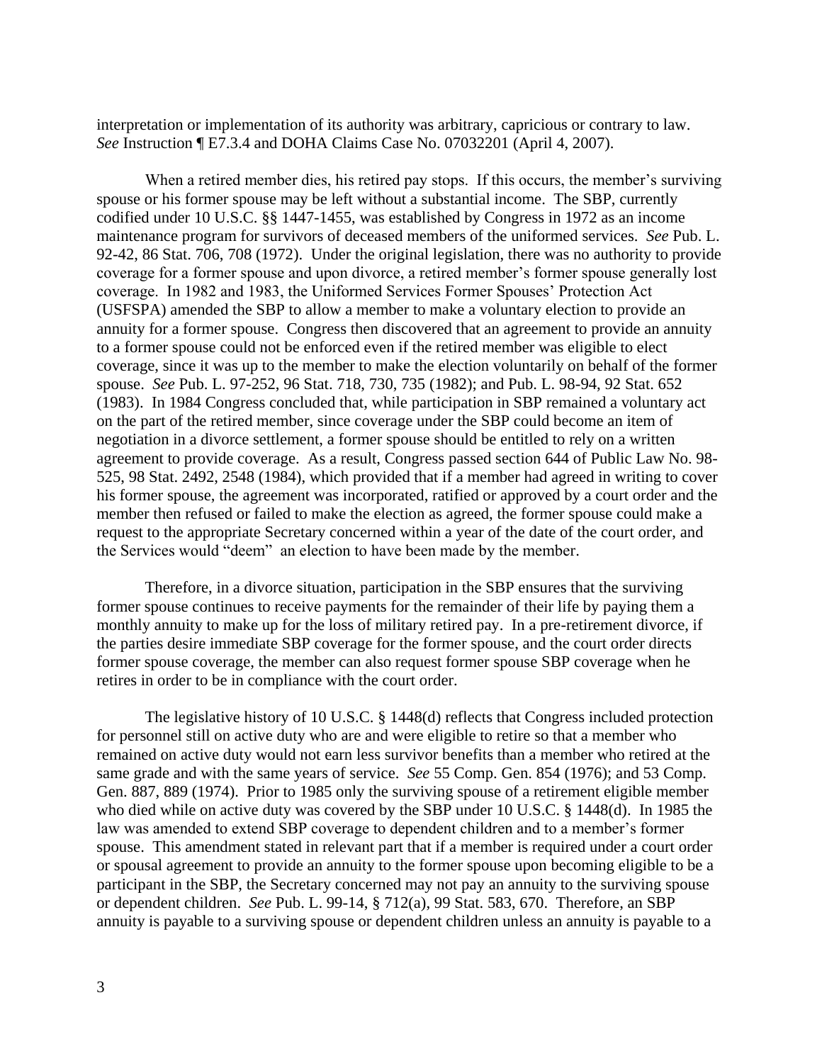interpretation or implementation of its authority was arbitrary, capricious or contrary to law. *See* Instruction ¶ E7.3.4 and DOHA Claims Case No. 07032201 (April 4, 2007).

When a retired member dies, his retired pay stops. If this occurs, the member's surviving spouse or his former spouse may be left without a substantial income. The SBP, currently codified under 10 U.S.C. §§ 1447-1455, was established by Congress in 1972 as an income maintenance program for survivors of deceased members of the uniformed services. *See* Pub. L. 92-42, 86 Stat. 706, 708 (1972). Under the original legislation, there was no authority to provide coverage for a former spouse and upon divorce, a retired member's former spouse generally lost coverage. In 1982 and 1983, the Uniformed Services Former Spouses' Protection Act (USFSPA) amended the SBP to allow a member to make a voluntary election to provide an annuity for a former spouse. Congress then discovered that an agreement to provide an annuity to a former spouse could not be enforced even if the retired member was eligible to elect coverage, since it was up to the member to make the election voluntarily on behalf of the former spouse. *See* Pub. L. 97-252, 96 Stat. 718, 730, 735 (1982); and Pub. L. 98-94, 92 Stat. 652 (1983). In 1984 Congress concluded that, while participation in SBP remained a voluntary act on the part of the retired member, since coverage under the SBP could become an item of negotiation in a divorce settlement, a former spouse should be entitled to rely on a written agreement to provide coverage. As a result, Congress passed section 644 of Public Law No. 98-525, 98 Stat. 2492, 2548 (1984), which provided that if a member had agreed in writing to cover his former spouse, the agreement was incorporated, ratified or approved by a court order and the member then refused or failed to make the election as agreed, the former spouse could make a request to the appropriate Secretary concerned within a year of the date of the court order, and the Services would "deem" an election to have been made by the member.

Therefore, in a divorce situation, participation in the SBP ensures that the surviving former spouse continues to receive payments for the remainder of their life by paying them a monthly annuity to make up for the loss of military retired pay. In a pre-retirement divorce, if the parties desire immediate SBP coverage for the former spouse, and the court order directs former spouse coverage, the member can also request former spouse SBP coverage when he retires in order to be in compliance with the court order.

The legislative history of 10 U.S.C. § 1448(d) reflects that Congress included protection for personnel still on active duty who are and were eligible to retire so that a member who remained on active duty would not earn less survivor benefits than a member who retired at the same grade and with the same years of service. *See* 55 Comp. Gen. 854 (1976); and 53 Comp. Gen. 887, 889 (1974). Prior to 1985 only the surviving spouse of a retirement eligible member who died while on active duty was covered by the SBP under 10 U.S.C. § 1448(d). In 1985 the law was amended to extend SBP coverage to dependent children and to a member's former spouse. This amendment stated in relevant part that if a member is required under a court order or spousal agreement to provide an annuity to the former spouse upon becoming eligible to be a participant in the SBP, the Secretary concerned may not pay an annuity to the surviving spouse or dependent children. *See* Pub. L. 99-14, § 712(a), 99 Stat. 583, 670. Therefore, an SBP annuity is payable to a surviving spouse or dependent children unless an annuity is payable to a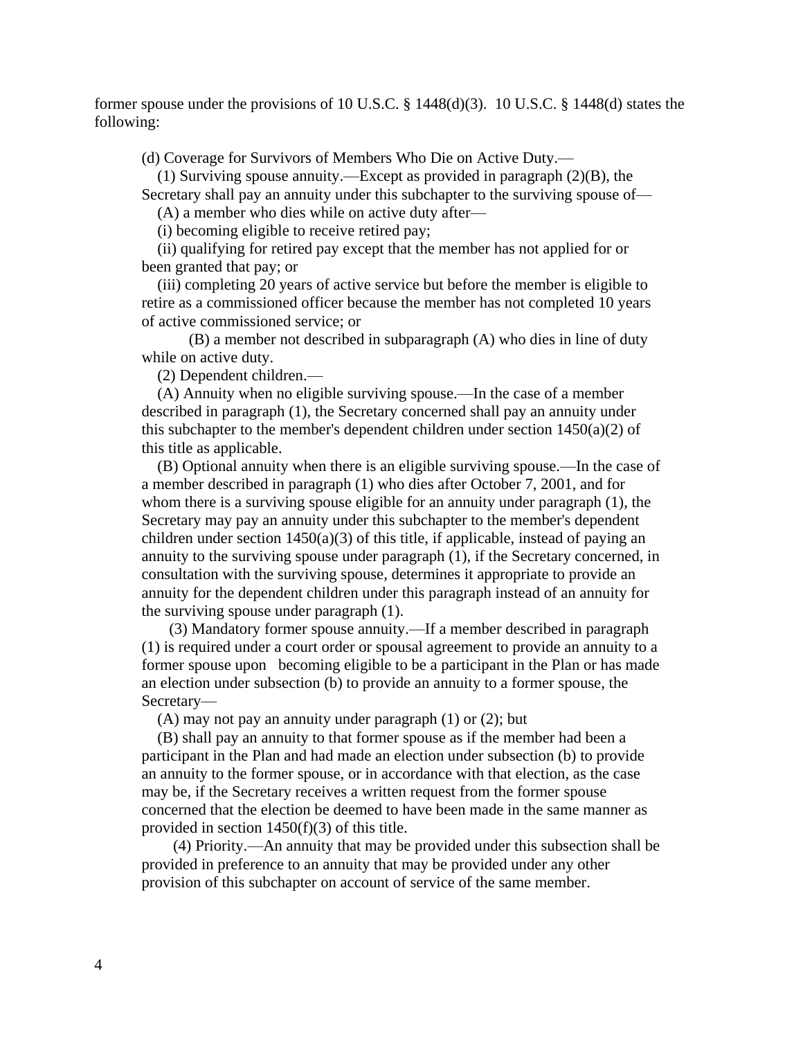former spouse under the provisions of 10 U.S.C. § 1448(d)(3). 10 U.S.C. § 1448(d) states the following:

> (d) Coverage for Survivors of Members Who Die on Active Duty.—
>
> (1) Surviving spouse annuity.—Except as provided in paragraph (2)(B), the Secretary shall pay an annuity under this subchapter to the surviving spouse of—
>
> (A) a member who dies while on active duty after—
>
> (i) becoming eligible to receive retired pay;
>
> (ii) qualifying for retired pay except that the member has not applied for or been granted that pay; or
>
> (iii) completing 20 years of active service but before the member is eligible to retire as a commissioned officer because the member has not completed 10 years of active commissioned service; or
>
> (B) a member not described in subparagraph (A) who dies in line of duty while on active duty.
>
> (2) Dependent children.—
>
> (A) Annuity when no eligible surviving spouse.—In the case of a member described in paragraph (1), the Secretary concerned shall pay an annuity under this subchapter to the member's dependent children under section 1450(a)(2) of this title as applicable.
>
> (B) Optional annuity when there is an eligible surviving spouse.—In the case of a member described in paragraph (1) who dies after October 7, 2001, and for whom there is a surviving spouse eligible for an annuity under paragraph (1), the Secretary may pay an annuity under this subchapter to the member's dependent children under section 1450(a)(3) of this title, if applicable, instead of paying an annuity to the surviving spouse under paragraph (1), if the Secretary concerned, in consultation with the surviving spouse, determines it appropriate to provide an annuity for the dependent children under this paragraph instead of an annuity for the surviving spouse under paragraph (1).
>
> (3) Mandatory former spouse annuity.—If a member described in paragraph (1) is required under a court order or spousal agreement to provide an annuity to a former spouse upon becoming eligible to be a participant in the Plan or has made an election under subsection (b) to provide an annuity to a former spouse, the Secretary—
>
> (A) may not pay an annuity under paragraph (1) or (2); but
>
> (B) shall pay an annuity to that former spouse as if the member had been a participant in the Plan and had made an election under subsection (b) to provide an annuity to the former spouse, or in accordance with that election, as the case may be, if the Secretary receives a written request from the former spouse concerned that the election be deemed to have been made in the same manner as provided in section 1450(f)(3) of this title.
>
> (4) Priority.—An annuity that may be provided under this subsection shall be provided in preference to an annuity that may be provided under any other provision of this subchapter on account of service of the same member.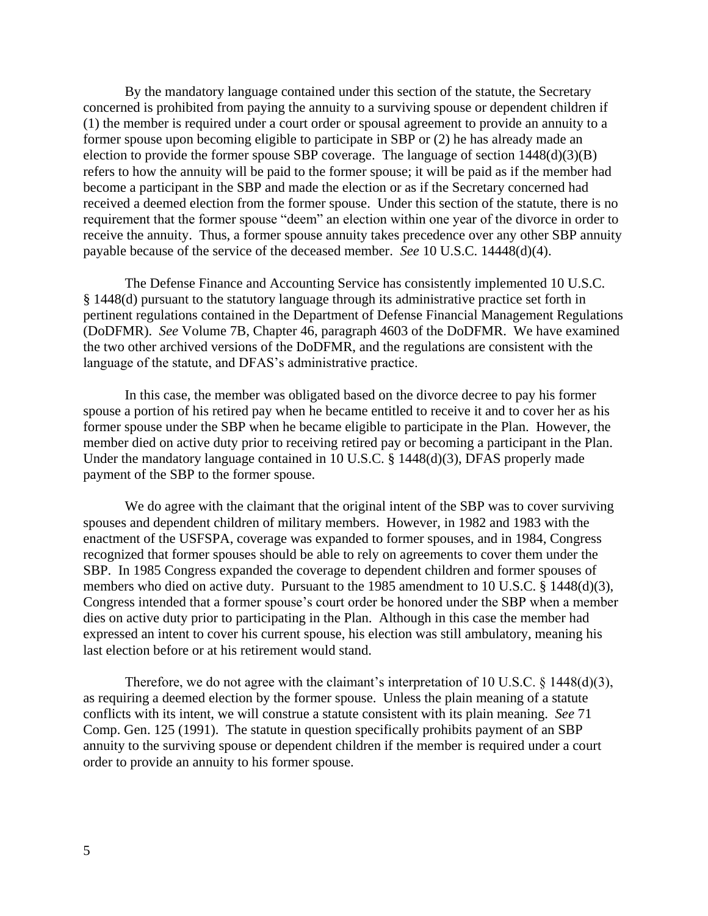By the mandatory language contained under this section of the statute, the Secretary concerned is prohibited from paying the annuity to a surviving spouse or dependent children if (1) the member is required under a court order or spousal agreement to provide an annuity to a former spouse upon becoming eligible to participate in SBP or (2) he has already made an election to provide the former spouse SBP coverage. The language of section 1448(d)(3)(B) refers to how the annuity will be paid to the former spouse; it will be paid as if the member had become a participant in the SBP and made the election or as if the Secretary concerned had received a deemed election from the former spouse. Under this section of the statute, there is no requirement that the former spouse "deem" an election within one year of the divorce in order to receive the annuity. Thus, a former spouse annuity takes precedence over any other SBP annuity payable because of the service of the deceased member. *See* 10 U.S.C. 14448(d)(4).

The Defense Finance and Accounting Service has consistently implemented 10 U.S.C. § 1448(d) pursuant to the statutory language through its administrative practice set forth in pertinent regulations contained in the Department of Defense Financial Management Regulations (DoDFMR). *See* Volume 7B, Chapter 46, paragraph 4603 of the DoDFMR. We have examined the two other archived versions of the DoDFMR, and the regulations are consistent with the language of the statute, and DFAS's administrative practice.

In this case, the member was obligated based on the divorce decree to pay his former spouse a portion of his retired pay when he became entitled to receive it and to cover her as his former spouse under the SBP when he became eligible to participate in the Plan. However, the member died on active duty prior to receiving retired pay or becoming a participant in the Plan. Under the mandatory language contained in 10 U.S.C. § 1448(d)(3), DFAS properly made payment of the SBP to the former spouse.

We do agree with the claimant that the original intent of the SBP was to cover surviving spouses and dependent children of military members. However, in 1982 and 1983 with the enactment of the USFSPA, coverage was expanded to former spouses, and in 1984, Congress recognized that former spouses should be able to rely on agreements to cover them under the SBP. In 1985 Congress expanded the coverage to dependent children and former spouses of members who died on active duty. Pursuant to the 1985 amendment to 10 U.S.C. § 1448(d)(3), Congress intended that a former spouse's court order be honored under the SBP when a member dies on active duty prior to participating in the Plan. Although in this case the member had expressed an intent to cover his current spouse, his election was still ambulatory, meaning his last election before or at his retirement would stand.

Therefore, we do not agree with the claimant's interpretation of 10 U.S.C. § 1448(d)(3), as requiring a deemed election by the former spouse. Unless the plain meaning of a statute conflicts with its intent, we will construe a statute consistent with its plain meaning. *See* 71 Comp. Gen. 125 (1991). The statute in question specifically prohibits payment of an SBP annuity to the surviving spouse or dependent children if the member is required under a court order to provide an annuity to his former spouse.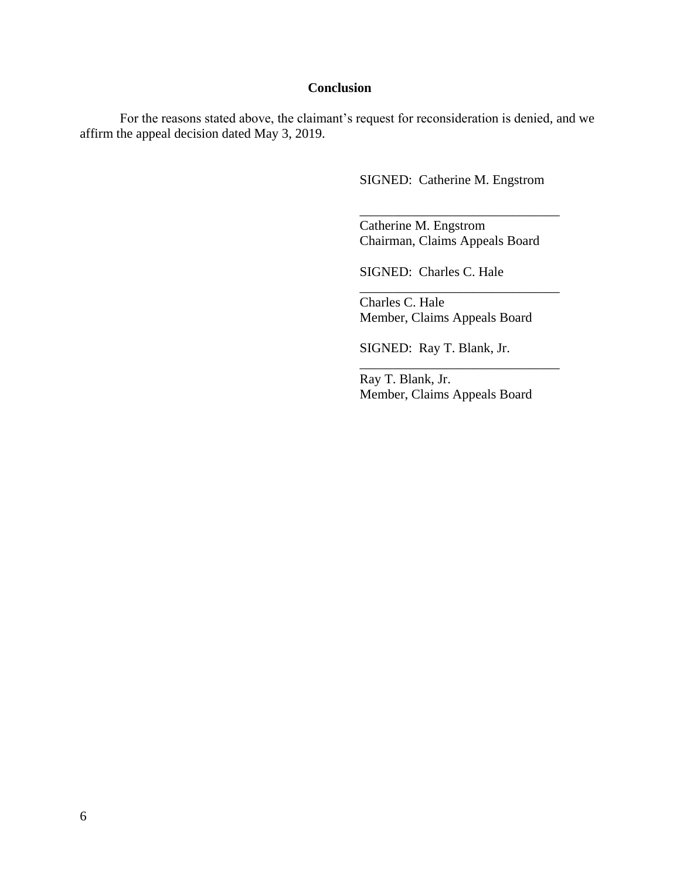**Conclusion**

For the reasons stated above, the claimant's request for reconsideration is denied, and we affirm the appeal decision dated May 3, 2019.

SIGNED: Catherine M. Engstrom

_______________________________

Catherine M. Engstrom
Chairman, Claims Appeals Board

SIGNED: Charles C. Hale

_______________________________

Charles C. Hale
Member, Claims Appeals Board

SIGNED: Ray T. Blank, Jr.

_______________________________

Ray T. Blank, Jr.
Member, Claims Appeals Board